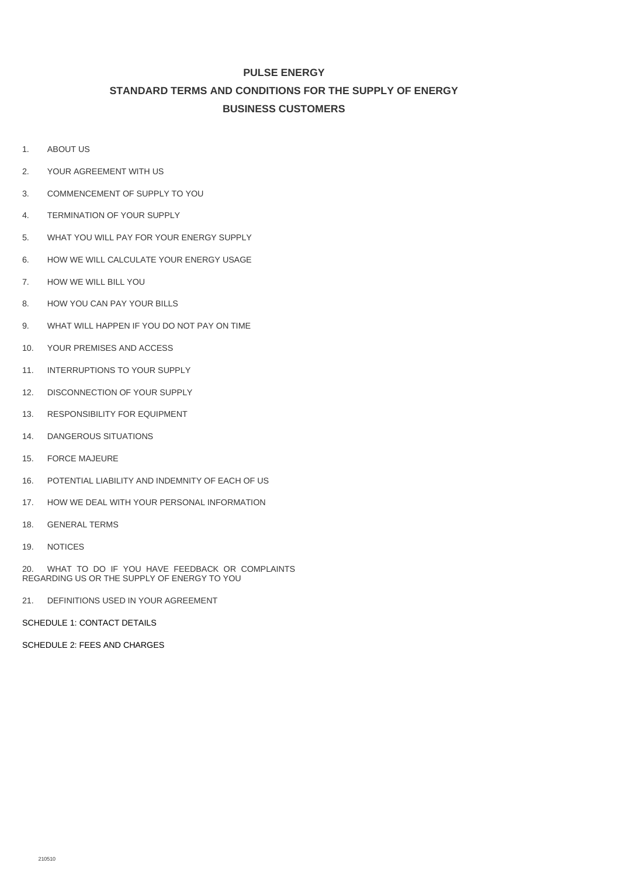# PULSE ENERGY

## STANDARD TERMS AND CONDITIONS FOR THE SUPPLY OF ENERGY

## BUSINESS CUSTOMERS

1. ABOUT US
2. YOUR AGREEMENT WITH US
3. COMMENCEMENT OF SUPPLY TO YOU
4. TERMINATION OF YOUR SUPPLY
5. WHAT YOU WILL PAY FOR YOUR ENERGY SUPPLY
6. HOW WE WILL CALCULATE YOUR ENERGY USAGE
7. HOW WE WILL BILL YOU
8. HOW YOU CAN PAY YOUR BILLS
9. WHAT WILL HAPPEN IF YOU DO NOT PAY ON TIME
10. YOUR PREMISES AND ACCESS
11. INTERRUPTIONS TO YOUR SUPPLY
12. DISCONNECTION OF YOUR SUPPLY
13. RESPONSIBILITY FOR EQUIPMENT
14. DANGEROUS SITUATIONS
15. FORCE MAJEURE
16. POTENTIAL LIABILITY AND INDEMNITY OF EACH OF US
17. HOW WE DEAL WITH YOUR PERSONAL INFORMATION
18. GENERAL TERMS
19. NOTICES
20. WHAT TO DO IF YOU HAVE FEEDBACK OR COMPLAINTS REGARDING US OR THE SUPPLY OF ENERGY TO YOU
21. DEFINITIONS USED IN YOUR AGREEMENT

SCHEDULE 1: CONTACT DETAILS

SCHEDULE 2: FEES AND CHARGES

210510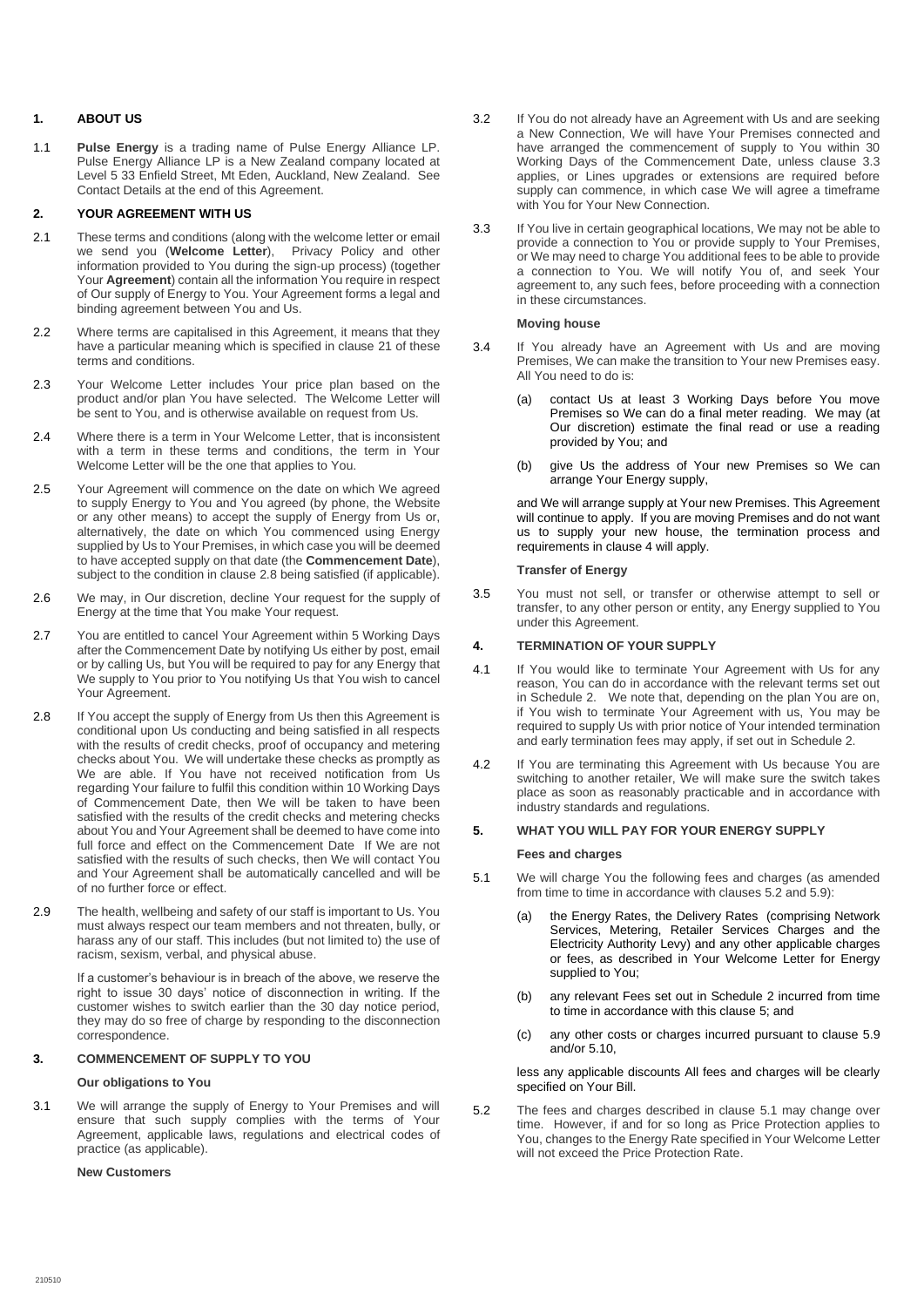## 1. ABOUT US

1.1 **Pulse Energy** is a trading name of Pulse Energy Alliance LP. Pulse Energy Alliance LP is a New Zealand company located at Level 5 33 Enfield Street, Mt Eden, Auckland, New Zealand. See Contact Details at the end of this Agreement.

## 2. YOUR AGREEMENT WITH US

2.1 These terms and conditions (along with the welcome letter or email we send you (**Welcome Letter**), Privacy Policy and other information provided to You during the sign-up process) (together Your **Agreement**) contain all the information You require in respect of Our supply of Energy to You. Your Agreement forms a legal and binding agreement between You and Us.

2.2 Where terms are capitalised in this Agreement, it means that they have a particular meaning which is specified in clause 21 of these terms and conditions.

2.3 Your Welcome Letter includes Your price plan based on the product and/or plan You have selected. The Welcome Letter will be sent to You, and is otherwise available on request from Us.

2.4 Where there is a term in Your Welcome Letter, that is inconsistent with a term in these terms and conditions, the term in Your Welcome Letter will be the one that applies to You.

2.5 Your Agreement will commence on the date on which We agreed to supply Energy to You and You agreed (by phone, the Website or any other means) to accept the supply of Energy from Us or, alternatively, the date on which You commenced using Energy supplied by Us to Your Premises, in which case you will be deemed to have accepted supply on that date (the **Commencement Date**), subject to the condition in clause 2.8 being satisfied (if applicable).

2.6 We may, in Our discretion, decline Your request for the supply of Energy at the time that You make Your request.

2.7 You are entitled to cancel Your Agreement within 5 Working Days after the Commencement Date by notifying Us either by post, email or by calling Us, but You will be required to pay for any Energy that We supply to You prior to You notifying Us that You wish to cancel Your Agreement.

2.8 If You accept the supply of Energy from Us then this Agreement is conditional upon Us conducting and being satisfied in all respects with the results of credit checks, proof of occupancy and metering checks about You. We will undertake these checks as promptly as We are able. If You have not received notification from Us regarding Your failure to fulfil this condition within 10 Working Days of Commencement Date, then We will be taken to have been satisfied with the results of the credit checks and metering checks about You and Your Agreement shall be deemed to have come into full force and effect on the Commencement Date If We are not satisfied with the results of such checks, then We will contact You and Your Agreement shall be automatically cancelled and will be of no further force or effect.

2.9 The health, wellbeing and safety of our staff is important to Us. You must always respect our team members and not threaten, bully, or harass any of our staff. This includes (but not limited to) the use of racism, sexism, verbal, and physical abuse.

If a customer's behaviour is in breach of the above, we reserve the right to issue 30 days' notice of disconnection in writing. If the customer wishes to switch earlier than the 30 day notice period, they may do so free of charge by responding to the disconnection correspondence.

## 3. COMMENCEMENT OF SUPPLY TO YOU

**Our obligations to You**

3.1 We will arrange the supply of Energy to Your Premises and will ensure that such supply complies with the terms of Your Agreement, applicable laws, regulations and electrical codes of practice (as applicable).

**New Customers**

3.2 If You do not already have an Agreement with Us and are seeking a New Connection, We will have Your Premises connected and have arranged the commencement of supply to You within 30 Working Days of the Commencement Date, unless clause 3.3 applies, or Lines upgrades or extensions are required before supply can commence, in which case We will agree a timeframe with You for Your New Connection.

3.3 If You live in certain geographical locations, We may not be able to provide a connection to You or provide supply to Your Premises, or We may need to charge You additional fees to be able to provide a connection to You. We will notify You of, and seek Your agreement to, any such fees, before proceeding with a connection in these circumstances.

**Moving house**

3.4 If You already have an Agreement with Us and are moving Premises, We can make the transition to Your new Premises easy. All You need to do is:

(a) contact Us at least 3 Working Days before You move Premises so We can do a final meter reading. We may (at Our discretion) estimate the final read or use a reading provided by You; and

(b) give Us the address of Your new Premises so We can arrange Your Energy supply,

and We will arrange supply at Your new Premises. This Agreement will continue to apply. If you are moving Premises and do not want us to supply your new house, the termination process and requirements in clause 4 will apply.

**Transfer of Energy**

3.5 You must not sell, or transfer or otherwise attempt to sell or transfer, to any other person or entity, any Energy supplied to You under this Agreement.

## 4. TERMINATION OF YOUR SUPPLY

4.1 If You would like to terminate Your Agreement with Us for any reason, You can do in accordance with the relevant terms set out in Schedule 2. We note that, depending on the plan You are on, if You wish to terminate Your Agreement with us, You may be required to supply Us with prior notice of Your intended termination and early termination fees may apply, if set out in Schedule 2.

4.2 If You are terminating this Agreement with Us because You are switching to another retailer, We will make sure the switch takes place as soon as reasonably practicable and in accordance with industry standards and regulations.

## 5. WHAT YOU WILL PAY FOR YOUR ENERGY SUPPLY

**Fees and charges**

5.1 We will charge You the following fees and charges (as amended from time to time in accordance with clauses 5.2 and 5.9):

(a) the Energy Rates, the Delivery Rates (comprising Network Services, Metering, Retailer Services Charges and the Electricity Authority Levy) and any other applicable charges or fees, as described in Your Welcome Letter for Energy supplied to You;

(b) any relevant Fees set out in Schedule 2 incurred from time to time in accordance with this clause 5; and

(c) any other costs or charges incurred pursuant to clause 5.9 and/or 5.10,

less any applicable discounts All fees and charges will be clearly specified on Your Bill.

5.2 The fees and charges described in clause 5.1 may change over time. However, if and for so long as Price Protection applies to You, changes to the Energy Rate specified in Your Welcome Letter will not exceed the Price Protection Rate.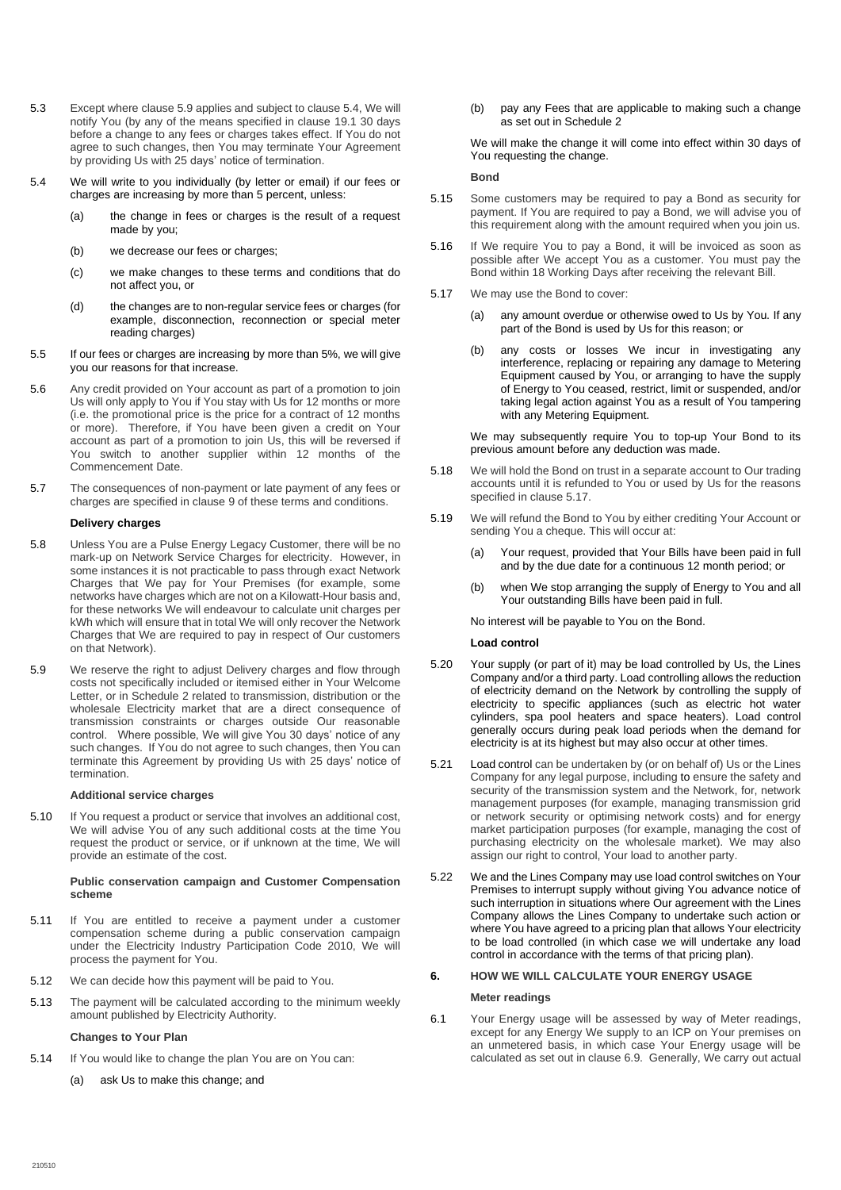5.3 Except where clause 5.9 applies and subject to clause 5.4, We will notify You (by any of the means specified in clause 19.1 30 days before a change to any fees or charges takes effect. If You do not agree to such changes, then You may terminate Your Agreement by providing Us with 25 days' notice of termination.

5.4 We will write to you individually (by letter or email) if our fees or charges are increasing by more than 5 percent, unless:

(a) the change in fees or charges is the result of a request made by you;

(b) we decrease our fees or charges;

(c) we make changes to these terms and conditions that do not affect you, or

(d) the changes are to non-regular service fees or charges (for example, disconnection, reconnection or special meter reading charges)

5.5 If our fees or charges are increasing by more than 5%, we will give you our reasons for that increase.

5.6 Any credit provided on Your account as part of a promotion to join Us will only apply to You if You stay with Us for 12 months or more (i.e. the promotional price is the price for a contract of 12 months or more). Therefore, if You have been given a credit on Your account as part of a promotion to join Us, this will be reversed if You switch to another supplier within 12 months of the Commencement Date.

5.7 The consequences of non-payment or late payment of any fees or charges are specified in clause 9 of these terms and conditions.

**Delivery charges**

5.8 Unless You are a Pulse Energy Legacy Customer, there will be no mark-up on Network Service Charges for electricity. However, in some instances it is not practicable to pass through exact Network Charges that We pay for Your Premises (for example, some networks have charges which are not on a Kilowatt-Hour basis and, for these networks We will endeavour to calculate unit charges per kWh which will ensure that in total We will only recover the Network Charges that We are required to pay in respect of Our customers on that Network).

5.9 We reserve the right to adjust Delivery charges and flow through costs not specifically included or itemised either in Your Welcome Letter, or in Schedule 2 related to transmission, distribution or the wholesale Electricity market that are a direct consequence of transmission constraints or charges outside Our reasonable control. Where possible, We will give You 30 days' notice of any such changes. If You do not agree to such changes, then You can terminate this Agreement by providing Us with 25 days' notice of termination.

**Additional service charges**

5.10 If You request a product or service that involves an additional cost, We will advise You of any such additional costs at the time You request the product or service, or if unknown at the time, We will provide an estimate of the cost.

**Public conservation campaign and Customer Compensation scheme**

5.11 If You are entitled to receive a payment under a customer compensation scheme during a public conservation campaign under the Electricity Industry Participation Code 2010, We will process the payment for You.

5.12 We can decide how this payment will be paid to You.

5.13 The payment will be calculated according to the minimum weekly amount published by Electricity Authority.

**Changes to Your Plan**

5.14 If You would like to change the plan You are on You can:

(a) ask Us to make this change; and

(b) pay any Fees that are applicable to making such a change as set out in Schedule 2

We will make the change it will come into effect within 30 days of You requesting the change.

**Bond**

5.15 Some customers may be required to pay a Bond as security for payment. If You are required to pay a Bond, we will advise you of this requirement along with the amount required when you join us.

5.16 If We require You to pay a Bond, it will be invoiced as soon as possible after We accept You as a customer. You must pay the Bond within 18 Working Days after receiving the relevant Bill.

5.17 We may use the Bond to cover:

(a) any amount overdue or otherwise owed to Us by You. If any part of the Bond is used by Us for this reason; or

(b) any costs or losses We incur in investigating any interference, replacing or repairing any damage to Metering Equipment caused by You, or arranging to have the supply of Energy to You ceased, restrict, limit or suspended, and/or taking legal action against You as a result of You tampering with any Metering Equipment.

We may subsequently require You to top-up Your Bond to its previous amount before any deduction was made.

5.18 We will hold the Bond on trust in a separate account to Our trading accounts until it is refunded to You or used by Us for the reasons specified in clause 5.17.

5.19 We will refund the Bond to You by either crediting Your Account or sending You a cheque. This will occur at:

(a) Your request, provided that Your Bills have been paid in full and by the due date for a continuous 12 month period; or

(b) when We stop arranging the supply of Energy to You and all Your outstanding Bills have been paid in full.

No interest will be payable to You on the Bond.

**Load control**

5.20 Your supply (or part of it) may be load controlled by Us, the Lines Company and/or a third party. Load controlling allows the reduction of electricity demand on the Network by controlling the supply of electricity to specific appliances (such as electric hot water cylinders, spa pool heaters and space heaters). Load control generally occurs during peak load periods when the demand for electricity is at its highest but may also occur at other times.

5.21 Load control can be undertaken by (or on behalf of) Us or the Lines Company for any legal purpose, including to ensure the safety and security of the transmission system and the Network, for, network management purposes (for example, managing transmission grid or network security or optimising network costs) and for energy market participation purposes (for example, managing the cost of purchasing electricity on the wholesale market). We may also assign our right to control, Your load to another party.

5.22 We and the Lines Company may use load control switches on Your Premises to interrupt supply without giving You advance notice of such interruption in situations where Our agreement with the Lines Company allows the Lines Company to undertake such action or where You have agreed to a pricing plan that allows Your electricity to be load controlled (in which case we will undertake any load control in accordance with the terms of that pricing plan).

## 6. HOW WE WILL CALCULATE YOUR ENERGY USAGE

**Meter readings**

6.1 Your Energy usage will be assessed by way of Meter readings, except for any Energy We supply to an ICP on Your premises on an unmetered basis, in which case Your Energy usage will be calculated as set out in clause 6.9. Generally, We carry out actual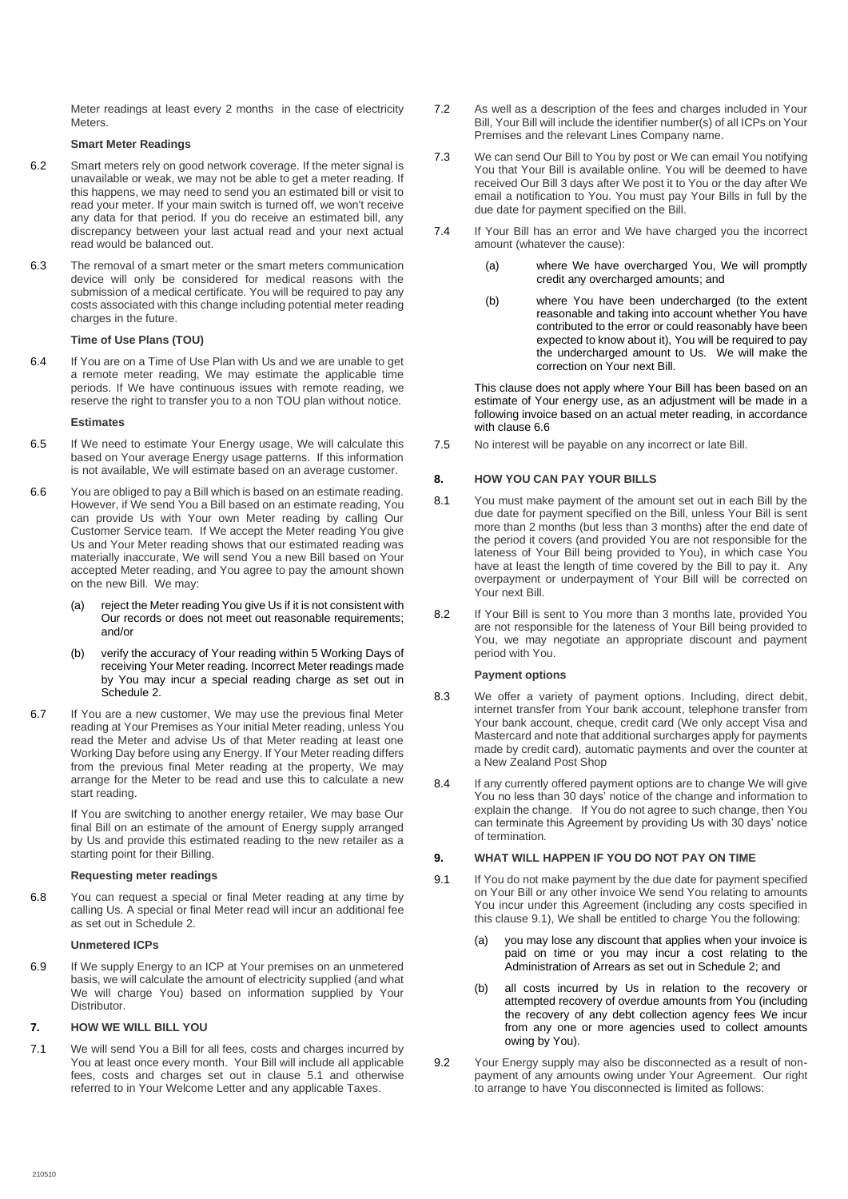Meter readings at least every 2 months in the case of electricity Meters.

**Smart Meter Readings**

6.2 Smart meters rely on good network coverage. If the meter signal is unavailable or weak, we may not be able to get a meter reading. If this happens, we may need to send you an estimated bill or visit to read your meter. If your main switch is turned off, we won't receive any data for that period. If you do receive an estimated bill, any discrepancy between your last actual read and your next actual read would be balanced out.

6.3 The removal of a smart meter or the smart meters communication device will only be considered for medical reasons with the submission of a medical certificate. You will be required to pay any costs associated with this change including potential meter reading charges in the future.

**Time of Use Plans (TOU)**

6.4 If You are on a Time of Use Plan with Us and we are unable to get a remote meter reading, We may estimate the applicable time periods. If We have continuous issues with remote reading, we reserve the right to transfer you to a non TOU plan without notice.

**Estimates**

6.5 If We need to estimate Your Energy usage, We will calculate this based on Your average Energy usage patterns. If this information is not available, We will estimate based on an average customer.

6.6 You are obliged to pay a Bill which is based on an estimate reading. However, if We send You a Bill based on an estimate reading, You can provide Us with Your own Meter reading by calling Our Customer Service team. If We accept the Meter reading You give Us and Your Meter reading shows that our estimated reading was materially inaccurate, We will send You a new Bill based on Your accepted Meter reading, and You agree to pay the amount shown on the new Bill. We may:

(a) reject the Meter reading You give Us if it is not consistent with Our records or does not meet our reasonable requirements; and/or

(b) verify the accuracy of Your reading within 5 Working Days of receiving Your Meter reading. Incorrect Meter readings made by You may incur a special reading charge as set out in Schedule 2.

6.7 If You are a new customer, We may use the previous final Meter reading at Your Premises as Your initial Meter reading, unless You read the Meter and advise Us of that Meter reading at least one Working Day before using any Energy. If Your Meter reading differs from the previous final Meter reading at the property, We may arrange for the Meter to be read and use this to calculate a new start reading.

If You are switching to another energy retailer, We may base Our final Bill on an estimate of the amount of Energy supply arranged by Us and provide this estimated reading to the new retailer as a starting point for their Billing.

**Requesting meter readings**

6.8 You can request a special or final Meter reading at any time by calling Us. A special or final Meter read will incur an additional fee as set out in Schedule 2.

**Unmetered ICPs**

6.9 If We supply Energy to an ICP at Your premises on an unmetered basis, we will calculate the amount of electricity supplied (and what We will charge You) based on information supplied by Your Distributor.

## 7. HOW WE WILL BILL YOU

7.1 We will send You a Bill for all fees, costs and charges incurred by You at least once every month. Your Bill will include all applicable fees, costs and charges set out in clause 5.1 and otherwise referred to in Your Welcome Letter and any applicable Taxes.

7.2 As well as a description of the fees and charges included in Your Bill, Your Bill will include the identifier number(s) of all ICPs on Your Premises and the relevant Lines Company name.

7.3 We can send Our Bill to You by post or We can email You notifying You that Your Bill is available online. You will be deemed to have received Our Bill 3 days after We post it to You or the day after We email a notification to You. You must pay Your Bills in full by the due date for payment specified on the Bill.

7.4 If Your Bill has an error and We have charged you the incorrect amount (whatever the cause):

(a) where We have overcharged You, We will promptly credit any overcharged amounts; and

(b) where You have been undercharged (to the extent reasonable and taking into account whether You have contributed to the error or could reasonably have been expected to know about it), You will be required to pay the undercharged amount to Us. We will make the correction on Your next Bill.

This clause does not apply where Your Bill has been based on an estimate of Your energy use, as an adjustment will be made in a following invoice based on an actual meter reading, in accordance with clause 6.6

7.5 No interest will be payable on any incorrect or late Bill.

## 8. HOW YOU CAN PAY YOUR BILLS

8.1 You must make payment of the amount set out in each Bill by the due date for payment specified on the Bill, unless Your Bill is sent more than 2 months (but less than 3 months) after the end date of the period it covers (and provided You are not responsible for the lateness of Your Bill being provided to You), in which case You have at least the length of time covered by the Bill to pay it. Any overpayment or underpayment of Your Bill will be corrected on Your next Bill.

8.2 If Your Bill is sent to You more than 3 months late, provided You are not responsible for the lateness of Your Bill being provided to You, we may negotiate an appropriate discount and payment period with You.

**Payment options**

8.3 We offer a variety of payment options. Including, direct debit, internet transfer from Your bank account, telephone transfer from Your bank account, cheque, credit card (We only accept Visa and Mastercard and note that additional surcharges apply for payments made by credit card), automatic payments and over the counter at a New Zealand Post Shop

8.4 If any currently offered payment options are to change We will give You no less than 30 days' notice of the change and information to explain the change. If You do not agree to such change, then You can terminate this Agreement by providing Us with 30 days' notice of termination.

## 9. WHAT WILL HAPPEN IF YOU DO NOT PAY ON TIME

9.1 If You do not make payment by the due date for payment specified on Your Bill or any other invoice We send You relating to amounts You incur under this Agreement (including any costs specified in this clause 9.1), We shall be entitled to charge You the following:

(a) you may lose any discount that applies when your invoice is paid on time or you may incur a cost relating to the Administration of Arrears as set out in Schedule 2; and

(b) all costs incurred by Us in relation to the recovery or attempted recovery of overdue amounts from You (including the recovery of any debt collection agency fees We incur from any one or more agencies used to collect amounts owing by You).

9.2 Your Energy supply may also be disconnected as a result of non-payment of any amounts owing under Your Agreement. Our right to arrange to have You disconnected is limited as follows: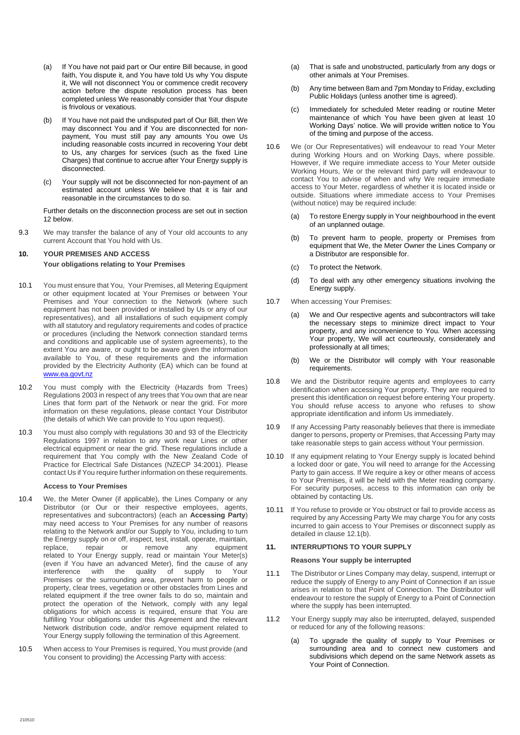(a) If You have not paid part or Our entire Bill because, in good faith, You dispute it, and You have told Us why You dispute it, We will not disconnect You or commence credit recovery action before the dispute resolution process has been completed unless We reasonably consider that Your dispute is frivolous or vexatious.

(b) If You have not paid the undisputed part of Our Bill, then We may disconnect You and if You are disconnected for non-payment, You must still pay any amounts You owe Us including reasonable costs incurred in recovering Your debt to Us, any charges for services (such as the fixed Line Charges) that continue to accrue after Your Energy supply is disconnected.

(c) Your supply will not be disconnected for non-payment of an estimated account unless We believe that it is fair and reasonable in the circumstances to do so.

Further details on the disconnection process are set out in section 12 below.

9.3 We may transfer the balance of any of Your old accounts to any current Account that You hold with Us.

## 10. YOUR PREMISES AND ACCESS

**Your obligations relating to Your Premises**

10.1 You must ensure that You, Your Premises, all Metering Equipment or other equipment located at Your Premises or between Your Premises and Your connection to the Network (where such equipment has not been provided or installed by Us or any of our representatives), and all installations of such equipment comply with all statutory and regulatory requirements and codes of practice or procedures (including the Network connection standard terms and conditions and applicable use of system agreements), to the extent You are aware, or ought to be aware given the information available to You, of these requirements and the information provided by the Electricity Authority (EA) which can be found at www.ea.govt.nz

10.2 You must comply with the Electricity (Hazards from Trees) Regulations 2003 in respect of any trees that You own that are near Lines that form part of the Network or near the grid. For more information on these regulations, please contact Your Distributor (the details of which We can provide to You upon request).

10.3 You must also comply with regulations 30 and 93 of the Electricity Regulations 1997 in relation to any work near Lines or other electrical equipment or near the grid. These regulations include a requirement that You comply with the New Zealand Code of Practice for Electrical Safe Distances (NZECP 34:2001). Please contact Us if You require further information on these requirements.

**Access to Your Premises**

10.4 We, the Meter Owner (if applicable), the Lines Company or any Distributor (or Our or their respective employees, agents, representatives and subcontractors) (each an **Accessing Party**) may need access to Your Premises for any number of reasons relating to the Network and/or our Supply to You, including to turn the Energy supply on or off, inspect, test, install, operate, maintain, replace, repair or remove any equipment related to Your Energy supply, read or maintain Your Meter(s) (even if You have an advanced Meter), find the cause of any interference with the quality of supply to Your Premises or the surrounding area, prevent harm to people or property, clear trees, vegetation or other obstacles from Lines and related equipment if the tree owner fails to do so, maintain and protect the operation of the Network, comply with any legal obligations for which access is required, ensure that You are fulfilling Your obligations under this Agreement and the relevant Network distribution code, and/or remove equipment related to Your Energy supply following the termination of this Agreement.

10.5 When access to Your Premises is required, You must provide (and You consent to providing) the Accessing Party with access:

(a) That is safe and unobstructed, particularly from any dogs or other animals at Your Premises.

(b) Any time between 8am and 7pm Monday to Friday, excluding Public Holidays (unless another time is agreed).

(c) Immediately for scheduled Meter reading or routine Meter maintenance of which You have been given at least 10 Working Days' notice. We will provide written notice to You of the timing and purpose of the access.

10.6 We (or Our Representatives) will endeavour to read Your Meter during Working Hours and on Working Days, where possible. However, if We require immediate access to Your Meter outside Working Hours, We or the relevant third party will endeavour to contact You to advise of when and why We require immediate access to Your Meter, regardless of whether it is located inside or outside. Situations where immediate access to Your Premises (without notice) may be required include:

(a) To restore Energy supply in Your neighbourhood in the event of an unplanned outage.

(b) To prevent harm to people, property or Premises from equipment that We, the Meter Owner the Lines Company or a Distributor are responsible for.

(c) To protect the Network.

(d) To deal with any other emergency situations involving the Energy supply.

10.7 When accessing Your Premises:

(a) We and Our respective agents and subcontractors will take the necessary steps to minimize direct impact to Your property, and any inconvenience to You. When accessing Your property, We will act courteously, considerately and professionally at all times;

(b) We or the Distributor will comply with Your reasonable requirements.

10.8 We and the Distributor require agents and employees to carry identification when accessing Your property. They are required to present this identification on request before entering Your property. You should refuse access to anyone who refuses to show appropriate identification and inform Us immediately.

10.9 If any Accessing Party reasonably believes that there is immediate danger to persons, property or Premises, that Accessing Party may take reasonable steps to gain access without Your permission.

10.10 If any equipment relating to Your Energy supply is located behind a locked door or gate, You will need to arrange for the Accessing Party to gain access. If We require a key or other means of access to Your Premises, it will be held with the Meter reading company. For security purposes, access to this information can only be obtained by contacting Us.

10.11 If You refuse to provide or You obstruct or fail to provide access as required by any Accessing Party We may charge You for any costs incurred to gain access to Your Premises or disconnect supply as detailed in clause 12.1(b).

## 11. INTERRUPTIONS TO YOUR SUPPLY

**Reasons Your supply be interrupted**

11.1 The Distributor or Lines Company may delay, suspend, interrupt or reduce the supply of Energy to any Point of Connection if an issue arises in relation to that Point of Connection. The Distributor will endeavour to restore the supply of Energy to a Point of Connection where the supply has been interrupted.

11.2 Your Energy supply may also be interrupted, delayed, suspended or reduced for any of the following reasons:

(a) To upgrade the quality of supply to Your Premises or surrounding area and to connect new customers and subdivisions which depend on the same Network assets as Your Point of Connection.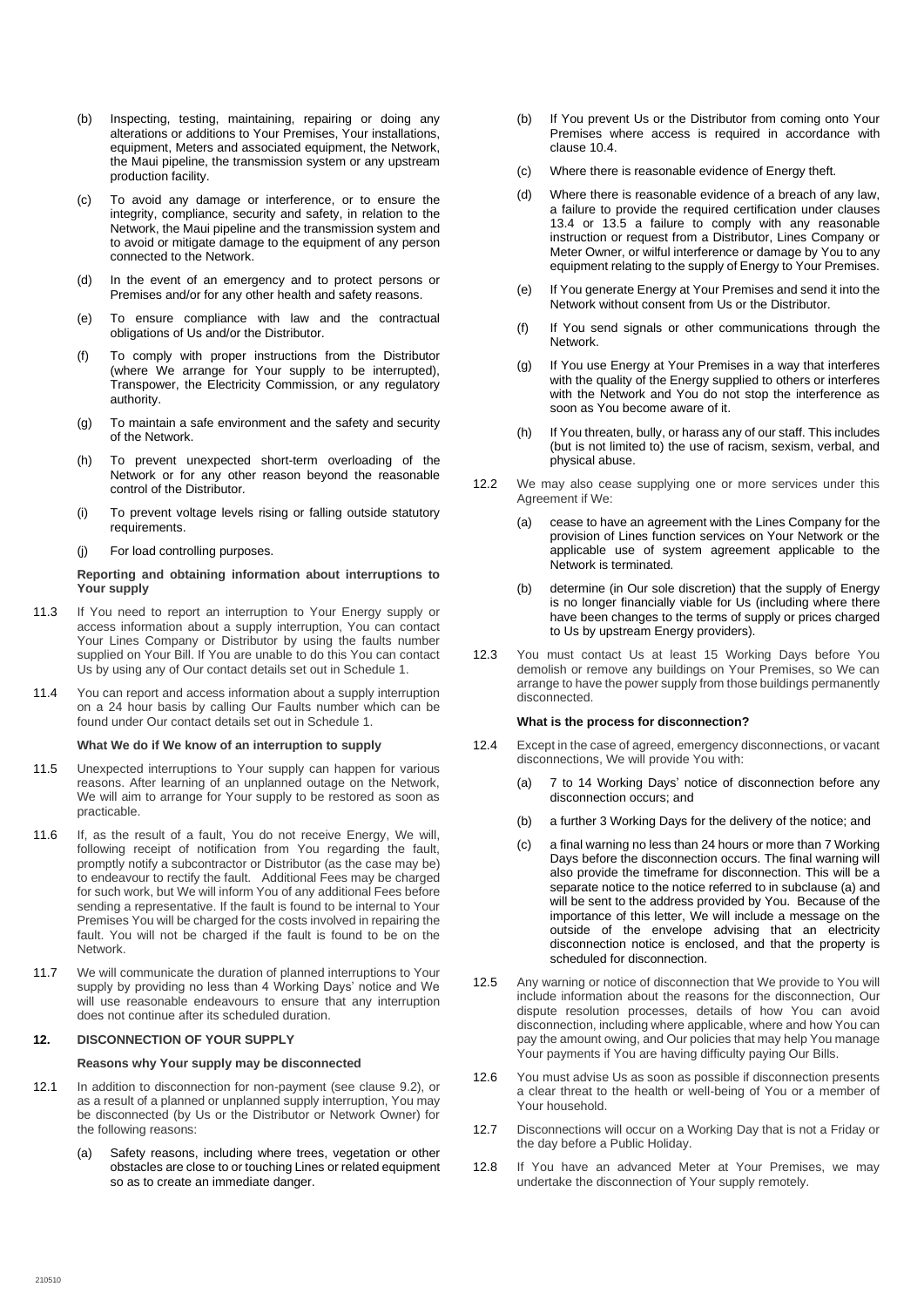(b) Inspecting, testing, maintaining, repairing or doing any alterations or additions to Your Premises, Your installations, equipment, Meters and associated equipment, the Network, the Maui pipeline, the transmission system or any upstream production facility.

(c) To avoid any damage or interference, or to ensure the integrity, compliance, security and safety, in relation to the Network, the Maui pipeline and the transmission system and to avoid or mitigate damage to the equipment of any person connected to the Network.

(d) In the event of an emergency and to protect persons or Premises and/or for any other health and safety reasons.

(e) To ensure compliance with law and the contractual obligations of Us and/or the Distributor.

(f) To comply with proper instructions from the Distributor (where We arrange for Your supply to be interrupted), Transpower, the Electricity Commission, or any regulatory authority.

(g) To maintain a safe environment and the safety and security of the Network.

(h) To prevent unexpected short-term overloading of the Network or for any other reason beyond the reasonable control of the Distributor.

(i) To prevent voltage levels rising or falling outside statutory requirements.

(j) For load controlling purposes.

**Reporting and obtaining information about interruptions to Your supply**

11.3 If You need to report an interruption to Your Energy supply or access information about a supply interruption, You can contact Your Lines Company or Distributor by using the faults number supplied on Your Bill. If You are unable to do this You can contact Us by using any of Our contact details set out in Schedule 1.

11.4 You can report and access information about a supply interruption on a 24 hour basis by calling Our Faults number which can be found under Our contact details set out in Schedule 1.

**What We do if We know of an interruption to supply**

11.5 Unexpected interruptions to Your supply can happen for various reasons. After learning of an unplanned outage on the Network, We will aim to arrange for Your supply to be restored as soon as practicable.

11.6 If, as the result of a fault, You do not receive Energy, We will, following receipt of notification from You regarding the fault, promptly notify a subcontractor or Distributor (as the case may be) to endeavour to rectify the fault. Additional Fees may be charged for such work, but We will inform You of any additional Fees before sending a representative. If the fault is found to be internal to Your Premises You will be charged for the costs involved in repairing the fault. You will not be charged if the fault is found to be on the Network.

11.7 We will communicate the duration of planned interruptions to Your supply by providing no less than 4 Working Days' notice and We will use reasonable endeavours to ensure that any interruption does not continue after its scheduled duration.

## 12. DISCONNECTION OF YOUR SUPPLY

**Reasons why Your supply may be disconnected**

12.1 In addition to disconnection for non-payment (see clause 9.2), or as a result of a planned or unplanned supply interruption, You may be disconnected (by Us or the Distributor or Network Owner) for the following reasons:

(a) Safety reasons, including where trees, vegetation or other obstacles are close to or touching Lines or related equipment so as to create an immediate danger.

(b) If You prevent Us or the Distributor from coming onto Your Premises where access is required in accordance with clause 10.4.

(c) Where there is reasonable evidence of Energy theft.

(d) Where there is reasonable evidence of a breach of any law, a failure to provide the required certification under clauses 13.4 or 13.5 a failure to comply with any reasonable instruction or request from a Distributor, Lines Company or Meter Owner, or wilful interference or damage by You to any equipment relating to the supply of Energy to Your Premises.

(e) If You generate Energy at Your Premises and send it into the Network without consent from Us or the Distributor.

(f) If You send signals or other communications through the Network.

(g) If You use Energy at Your Premises in a way that interferes with the quality of the Energy supplied to others or interferes with the Network and You do not stop the interference as soon as You become aware of it.

(h) If You threaten, bully, or harass any of our staff. This includes (but is not limited to) the use of racism, sexism, verbal, and physical abuse.

12.2 We may also cease supplying one or more services under this Agreement if We:

(a) cease to have an agreement with the Lines Company for the provision of Lines function services on Your Network or the applicable use of system agreement applicable to the Network is terminated.

(b) determine (in Our sole discretion) that the supply of Energy is no longer financially viable for Us (including where there have been changes to the terms of supply or prices charged to Us by upstream Energy providers).

12.3 You must contact Us at least 15 Working Days before You demolish or remove any buildings on Your Premises, so We can arrange to have the power supply from those buildings permanently disconnected.

**What is the process for disconnection?**

12.4 Except in the case of agreed, emergency disconnections, or vacant disconnections, We will provide You with:

(a) 7 to 14 Working Days' notice of disconnection before any disconnection occurs; and

(b) a further 3 Working Days for the delivery of the notice; and

(c) a final warning no less than 24 hours or more than 7 Working Days before the disconnection occurs. The final warning will also provide the timeframe for disconnection. This will be a separate notice to the notice referred to in subclause (a) and will be sent to the address provided by You. Because of the importance of this letter, We will include a message on the outside of the envelope advising that an electricity disconnection notice is enclosed, and that the property is scheduled for disconnection.

12.5 Any warning or notice of disconnection that We provide to You will include information about the reasons for the disconnection, Our dispute resolution processes, details of how You can avoid disconnection, including where applicable, where and how You can pay the amount owing, and Our policies that may help You manage Your payments if You are having difficulty paying Our Bills.

12.6 You must advise Us as soon as possible if disconnection presents a clear threat to the health or well-being of You or a member of Your household.

12.7 Disconnections will occur on a Working Day that is not a Friday or the day before a Public Holiday.

12.8 If You have an advanced Meter at Your Premises, we may undertake the disconnection of Your supply remotely.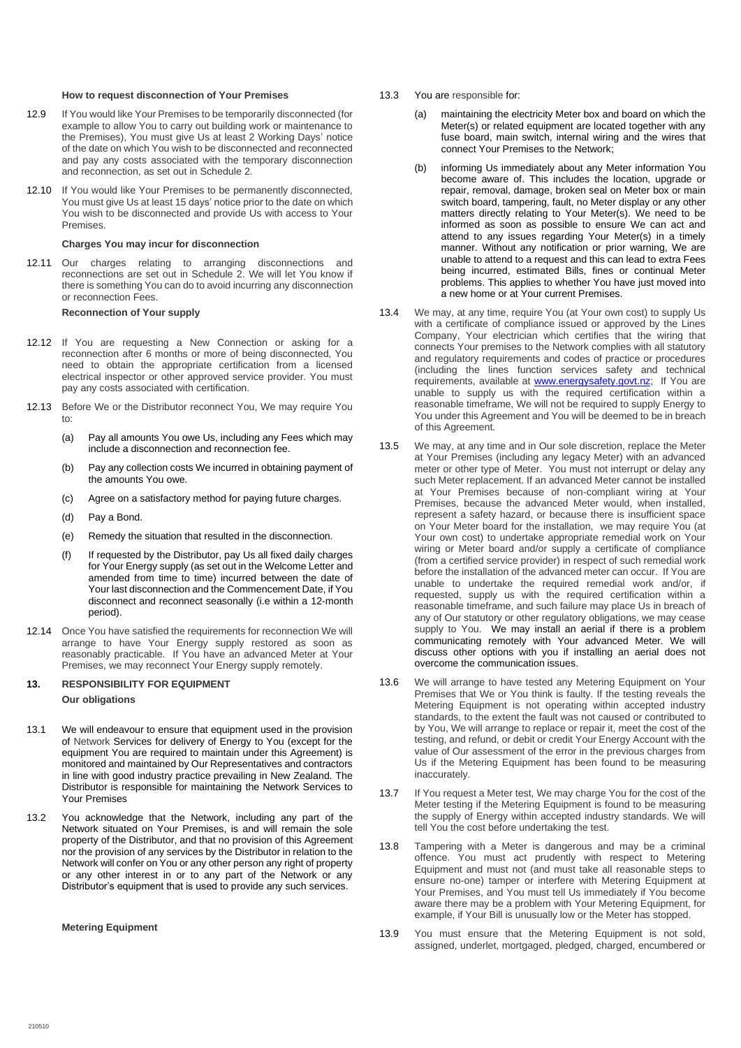**How to request disconnection of Your Premises**

12.9 If You would like Your Premises to be temporarily disconnected (for example to allow You to carry out building work or maintenance to the Premises), You must give Us at least 2 Working Days' notice of the date on which You wish to be disconnected and reconnected and pay any costs associated with the temporary disconnection and reconnection, as set out in Schedule 2.

12.10 If You would like Your Premises to be permanently disconnected, You must give Us at least 15 days' notice prior to the date on which You wish to be disconnected and provide Us with access to Your Premises.

**Charges You may incur for disconnection**

12.11 Our charges relating to arranging disconnections and reconnections are set out in Schedule 2. We will let You know if there is something You can do to avoid incurring any disconnection or reconnection Fees.

**Reconnection of Your supply**

12.12 If You are requesting a New Connection or asking for a reconnection after 6 months or more of being disconnected, You need to obtain the appropriate certification from a licensed electrical inspector or other approved service provider. You must pay any costs associated with certification.

12.13 Before We or the Distributor reconnect You, We may require You to:

(a) Pay all amounts You owe Us, including any Fees which may include a disconnection and reconnection fee.

(b) Pay any collection costs We incurred in obtaining payment of the amounts You owe.

(c) Agree on a satisfactory method for paying future charges.

(d) Pay a Bond.

(e) Remedy the situation that resulted in the disconnection.

(f) If requested by the Distributor, pay Us all fixed daily charges for Your Energy supply (as set out in the Welcome Letter and amended from time to time) incurred between the date of Your last disconnection and the Commencement Date, if You disconnect and reconnect seasonally (i.e within a 12-month period).

12.14 Once You have satisfied the requirements for reconnection We will arrange to have Your Energy supply restored as soon as reasonably practicable. If You have an advanced Meter at Your Premises, we may reconnect Your Energy supply remotely.

## 13. RESPONSIBILITY FOR EQUIPMENT

**Our obligations**

13.1 We will endeavour to ensure that equipment used in the provision of Network Services for delivery of Energy to You (except for the equipment You are required to maintain under this Agreement) is monitored and maintained by Our Representatives and contractors in line with good industry practice prevailing in New Zealand. The Distributor is responsible for maintaining the Network Services to Your Premises

13.2 You acknowledge that the Network, including any part of the Network situated on Your Premises, is and will remain the sole property of the Distributor, and that no provision of this Agreement nor the provision of any services by the Distributor in relation to the Network will confer on You or any other person any right of property or any other interest in or to any part of the Network or any Distributor's equipment that is used to provide any such services.

**Metering Equipment**

13.3 You are responsible for:

(a) maintaining the electricity Meter box and board on which the Meter(s) or related equipment are located together with any fuse board, main switch, internal wiring and the wires that connect Your Premises to the Network;

(b) informing Us immediately about any Meter information You become aware of. This includes the location, upgrade or repair, removal, damage, broken seal on Meter box or main switch board, tampering, fault, no Meter display or any other matters directly relating to Your Meter(s). We need to be informed as soon as possible to ensure We can act and attend to any issues regarding Your Meter(s) in a timely manner. Without any notification or prior warning, We are unable to attend to a request and this can lead to extra Fees being incurred, estimated Bills, fines or continual Meter problems. This applies to whether You have just moved into a new home or at Your current Premises.

13.4 We may, at any time, require You (at Your own cost) to supply Us with a certificate of compliance issued or approved by the Lines Company, Your electrician which certifies that the wiring that connects Your premises to the Network complies with all statutory and regulatory requirements and codes of practice or procedures (including the lines function services safety and technical requirements, available at www.energysafety.govt.nz; If You are unable to supply us with the required certification within a reasonable timeframe, We will not be required to supply Energy to You under this Agreement and You will be deemed to be in breach of this Agreement.

13.5 We may, at any time and in Our sole discretion, replace the Meter at Your Premises (including any legacy Meter) with an advanced meter or other type of Meter. You must not interrupt or delay any such Meter replacement. If an advanced Meter cannot be installed at Your Premises because of non-compliant wiring at Your Premises, because the advanced Meter would, when installed, represent a safety hazard, or because there is insufficient space on Your Meter board for the installation, we may require You (at Your own cost) to undertake appropriate remedial work on Your wiring or Meter board and/or supply a certificate of compliance (from a certified service provider) in respect of such remedial work before the installation of the advanced meter can occur. If You are unable to undertake the required remedial work and/or, if requested, supply us with the required certification within a reasonable timeframe, and such failure may place Us in breach of any of Our statutory or other regulatory obligations, we may cease supply to You. We may install an aerial if there is a problem communicating remotely with Your advanced Meter. We will discuss other options with you if installing an aerial does not overcome the communication issues.

13.6 We will arrange to have tested any Metering Equipment on Your Premises that We or You think is faulty. If the testing reveals the Metering Equipment is not operating within accepted industry standards, to the extent the fault was not caused or contributed to by You, We will arrange to replace or repair it, meet the cost of the testing, and refund, or debit or credit Your Energy Account with the value of Our assessment of the error in the previous charges from Us if the Metering Equipment has been found to be measuring inaccurately.

13.7 If You request a Meter test, We may charge You for the cost of the Meter testing if the Metering Equipment is found to be measuring the supply of Energy within accepted industry standards. We will tell You the cost before undertaking the test.

13.8 Tampering with a Meter is dangerous and may be a criminal offence. You must act prudently with respect to Metering Equipment and must not (and must take all reasonable steps to ensure no-one) tamper or interfere with Metering Equipment at Your Premises, and You must tell Us immediately if You become aware there may be a problem with Your Metering Equipment, for example, if Your Bill is unusually low or the Meter has stopped.

13.9 You must ensure that the Metering Equipment is not sold, assigned, underlet, mortgaged, pledged, charged, encumbered or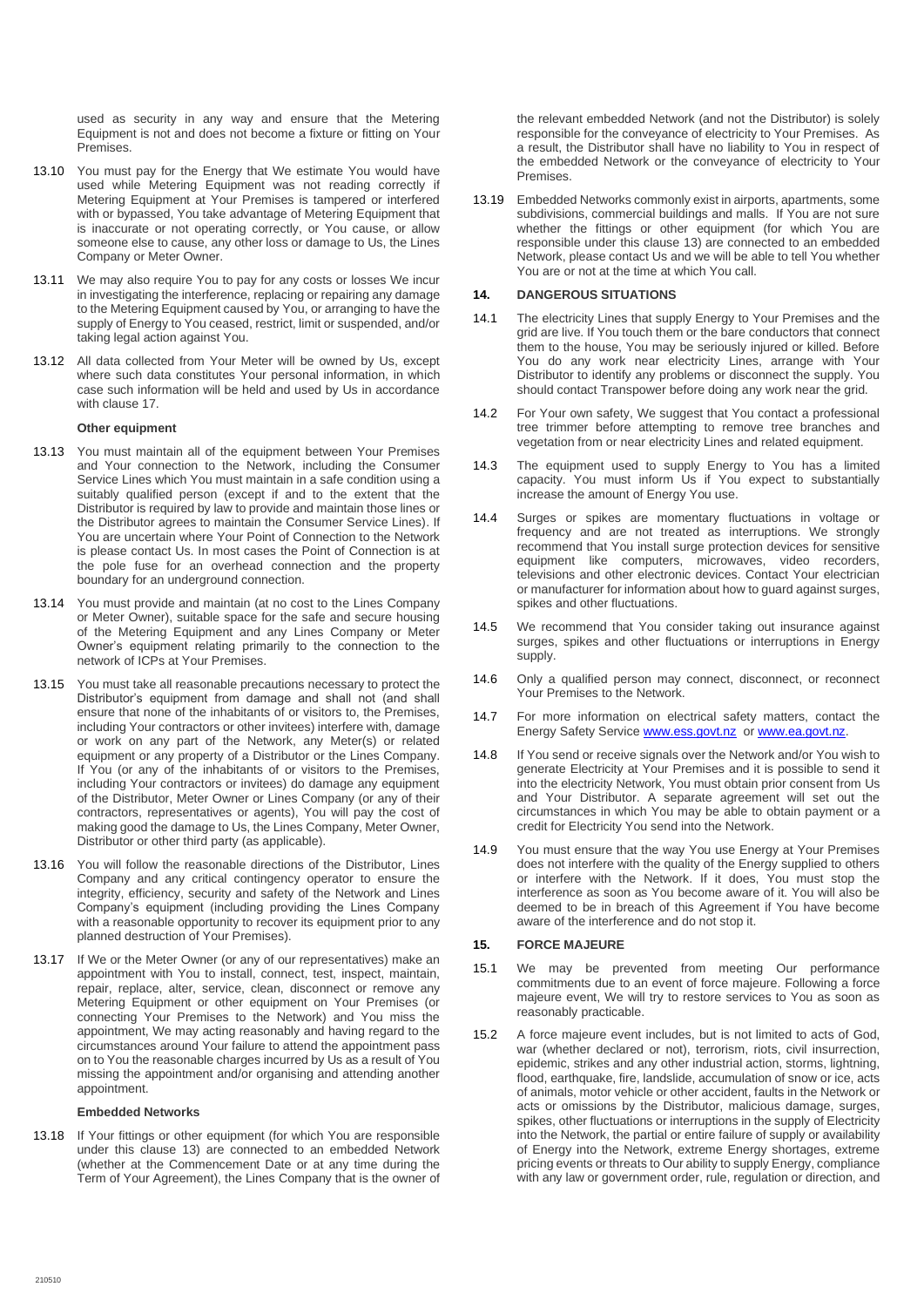used as security in any way and ensure that the Metering Equipment is not and does not become a fixture or fitting on Your Premises.

13.10 You must pay for the Energy that We estimate You would have used while Metering Equipment was not reading correctly if Metering Equipment at Your Premises is tampered or interfered with or bypassed, You take advantage of Metering Equipment that is inaccurate or not operating correctly, or You cause, or allow someone else to cause, any other loss or damage to Us, the Lines Company or Meter Owner.

13.11 We may also require You to pay for any costs or losses We incur in investigating the interference, replacing or repairing any damage to the Metering Equipment caused by You, or arranging to have the supply of Energy to You ceased, restrict, limit or suspended, and/or taking legal action against You.

13.12 All data collected from Your Meter will be owned by Us, except where such data constitutes Your personal information, in which case such information will be held and used by Us in accordance with clause 17.

**Other equipment**

13.13 You must maintain all of the equipment between Your Premises and Your connection to the Network, including the Consumer Service Lines which You must maintain in a safe condition using a suitably qualified person (except if and to the extent that the Distributor is required by law to provide and maintain those lines or the Distributor agrees to maintain the Consumer Service Lines). If You are uncertain where Your Point of Connection to the Network is please contact Us. In most cases the Point of Connection is at the pole fuse for an overhead connection and the property boundary for an underground connection.

13.14 You must provide and maintain (at no cost to the Lines Company or Meter Owner), suitable space for the safe and secure housing of the Metering Equipment and any Lines Company or Meter Owner's equipment relating primarily to the connection to the network of ICPs at Your Premises.

13.15 You must take all reasonable precautions necessary to protect the Distributor's equipment from damage and shall not (and shall ensure that none of the inhabitants of or visitors to, the Premises, including Your contractors or other invitees) interfere with, damage or work on any part of the Network, any Meter(s) or related equipment or any property of a Distributor or the Lines Company. If You (or any of the inhabitants of or visitors to the Premises, including Your contractors or invitees) do damage any equipment of the Distributor, Meter Owner or Lines Company (or any of their contractors, representatives or agents), You will pay the cost of making good the damage to Us, the Lines Company, Meter Owner, Distributor or other third party (as applicable).

13.16 You will follow the reasonable directions of the Distributor, Lines Company and any critical contingency operator to ensure the integrity, efficiency, security and safety of the Network and Lines Company's equipment (including providing the Lines Company with a reasonable opportunity to recover its equipment prior to any planned destruction of Your Premises).

13.17 If We or the Meter Owner (or any of our representatives) make an appointment with You to install, connect, test, inspect, maintain, repair, replace, alter, service, clean, disconnect or remove any Metering Equipment or other equipment on Your Premises (or connecting Your Premises to the Network) and You miss the appointment, We may acting reasonably and having regard to the circumstances around Your failure to attend the appointment pass on to You the reasonable charges incurred by Us as a result of You missing the appointment and/or organising and attending another appointment.

**Embedded Networks**

13.18 If Your fittings or other equipment (for which You are responsible under this clause 13) are connected to an embedded Network (whether at the Commencement Date or at any time during the Term of Your Agreement), the Lines Company that is the owner of the relevant embedded Network (and not the Distributor) is solely responsible for the conveyance of electricity to Your Premises. As a result, the Distributor shall have no liability to You in respect of the embedded Network or the conveyance of electricity to Your Premises.

13.19 Embedded Networks commonly exist in airports, apartments, some subdivisions, commercial buildings and malls. If You are not sure whether the fittings or other equipment (for which You are responsible under this clause 13) are connected to an embedded Network, please contact Us and we will be able to tell You whether You are or not at the time at which You call.

## 14. DANGEROUS SITUATIONS

14.1 The electricity Lines that supply Energy to Your Premises and the grid are live. If You touch them or the bare conductors that connect them to the house, You may be seriously injured or killed. Before You do any work near electricity Lines, arrange with Your Distributor to identify any problems or disconnect the supply. You should contact Transpower before doing any work near the grid.

14.2 For Your own safety, We suggest that You contact a professional tree trimmer before attempting to remove tree branches and vegetation from or near electricity Lines and related equipment.

14.3 The equipment used to supply Energy to You has a limited capacity. You must inform Us if You expect to substantially increase the amount of Energy You use.

14.4 Surges or spikes are momentary fluctuations in voltage or frequency and are not treated as interruptions. We strongly recommend that You install surge protection devices for sensitive equipment like computers, microwaves, video recorders, televisions and other electronic devices. Contact Your electrician or manufacturer for information about how to guard against surges, spikes and other fluctuations.

14.5 We recommend that You consider taking out insurance against surges, spikes and other fluctuations or interruptions in Energy supply.

14.6 Only a qualified person may connect, disconnect, or reconnect Your Premises to the Network.

14.7 For more information on electrical safety matters, contact the Energy Safety Service www.ess.govt.nz or www.ea.govt.nz.

14.8 If You send or receive signals over the Network and/or You wish to generate Electricity at Your Premises and it is possible to send it into the electricity Network, You must obtain prior consent from Us and Your Distributor. A separate agreement will set out the circumstances in which You may be able to obtain payment or a credit for Electricity You send into the Network.

14.9 You must ensure that the way You use Energy at Your Premises does not interfere with the quality of the Energy supplied to others or interfere with the Network. If it does, You must stop the interference as soon as You become aware of it. You will also be deemed to be in breach of this Agreement if You have become aware of the interference and do not stop it.

## 15. FORCE MAJEURE

15.1 We may be prevented from meeting Our performance commitments due to an event of force majeure. Following a force majeure event, We will try to restore services to You as soon as reasonably practicable.

15.2 A force majeure event includes, but is not limited to acts of God, war (whether declared or not), terrorism, riots, civil insurrection, epidemic, strikes and any other industrial action, storms, lightning, flood, earthquake, fire, landslide, accumulation of snow or ice, acts of animals, motor vehicle or other accident, faults in the Network or acts or omissions by the Distributor, malicious damage, surges, spikes, other fluctuations or interruptions in the supply of Electricity into the Network, the partial or entire failure of supply or availability of Energy into the Network, extreme Energy shortages, extreme pricing events or threats to Our ability to supply Energy, compliance with any law or government order, rule, regulation or direction, and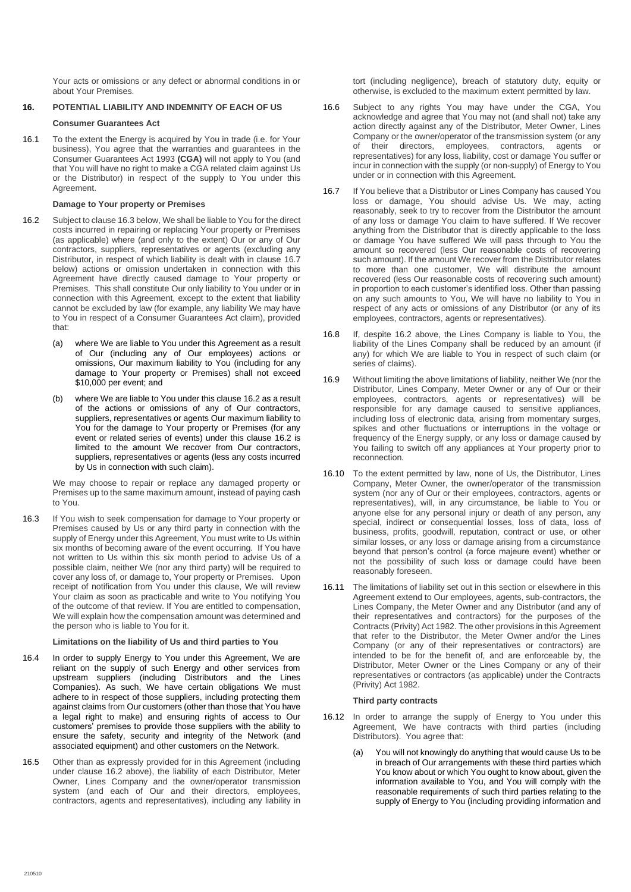Your acts or omissions or any defect or abnormal conditions in or about Your Premises.

## 16. POTENTIAL LIABILITY AND INDEMNITY OF EACH OF US

### Consumer Guarantees Act

16.1 To the extent the Energy is acquired by You in trade (i.e. for Your business), You agree that the warranties and guarantees in the Consumer Guarantees Act 1993 **(CGA)** will not apply to You (and that You will have no right to make a CGA related claim against Us or the Distributor) in respect of the supply to You under this Agreement.

### Damage to Your property or Premises

16.2 Subject to clause 16.3 below, We shall be liable to You for the direct costs incurred in repairing or replacing Your property or Premises (as applicable) where (and only to the extent) Our or any of Our contractors, suppliers, representatives or agents (excluding any Distributor, in respect of which liability is dealt with in clause 16.7 below) actions or omission undertaken in connection with this Agreement have directly caused damage to Your property or Premises. This shall constitute Our only liability to You under or in connection with this Agreement, except to the extent that liability cannot be excluded by law (for example, any liability We may have to You in respect of a Consumer Guarantees Act claim), provided that:

(a) where We are liable to You under this Agreement as a result of Our (including any of Our employees) actions or omissions, Our maximum liability to You (including for any damage to Your property or Premises) shall not exceed $10,000 per event; and

(b) where We are liable to You under this clause 16.2 as a result of the actions or omissions of any of Our contractors, suppliers, representatives or agents Our maximum liability to You for the damage to Your property or Premises (for any event or related series of events) under this clause 16.2 is limited to the amount We recover from Our contractors, suppliers, representatives or agents (less any costs incurred by Us in connection with such claim).

We may choose to repair or replace any damaged property or Premises up to the same maximum amount, instead of paying cash to You.

16.3 If You wish to seek compensation for damage to Your property or Premises caused by Us or any third party in connection with the supply of Energy under this Agreement, You must write to Us within six months of becoming aware of the event occurring. If You have not written to Us within this six month period to advise Us of a possible claim, neither We (nor any third party) will be required to cover any loss of, or damage to, Your property or Premises. Upon receipt of notification from You under this clause, We will review Your claim as soon as practicable and write to You notifying You of the outcome of that review. If You are entitled to compensation, We will explain how the compensation amount was determined and the person who is liable to You for it.

### Limitations on the liability of Us and third parties to You

16.4 In order to supply Energy to You under this Agreement, We are reliant on the supply of such Energy and other services from upstream suppliers (including Distributors and the Lines Companies). As such, We have certain obligations We must adhere to in respect of those suppliers, including protecting them against claims from Our customers (other than those that You have a legal right to make) and ensuring rights of access to Our customers' premises to provide those suppliers with the ability to ensure the safety, security and integrity of the Network (and associated equipment) and other customers on the Network.

16.5 Other than as expressly provided for in this Agreement (including under clause 16.2 above), the liability of each Distributor, Meter Owner, Lines Company and the owner/operator transmission system (and each of Our and their directors, employees, contractors, agents and representatives), including any liability in tort (including negligence), breach of statutory duty, equity or otherwise, is excluded to the maximum extent permitted by law.

16.6 Subject to any rights You may have under the CGA, You acknowledge and agree that You may not (and shall not) take any action directly against any of the Distributor, Meter Owner, Lines Company or the owner/operator of the transmission system (or any of their directors, employees, contractors, agents or representatives) for any loss, liability, cost or damage You suffer or incur in connection with the supply (or non-supply) of Energy to You under or in connection with this Agreement.

16.7 If You believe that a Distributor or Lines Company has caused You loss or damage, You should advise Us. We may, acting reasonably, seek to try to recover from the Distributor the amount of any loss or damage You claim to have suffered. If We recover anything from the Distributor that is directly applicable to the loss or damage You have suffered We will pass through to You the amount so recovered (less Our reasonable costs of recovering such amount). If the amount We recover from the Distributor relates to more than one customer, We will distribute the amount recovered (less Our reasonable costs of recovering such amount) in proportion to each customer's identified loss. Other than passing on any such amounts to You, We will have no liability to You in respect of any acts or omissions of any Distributor (or any of its employees, contractors, agents or representatives).

16.8 If, despite 16.2 above, the Lines Company is liable to You, the liability of the Lines Company shall be reduced by an amount (if any) for which We are liable to You in respect of such claim (or series of claims).

16.9 Without limiting the above limitations of liability, neither We (nor the Distributor, Lines Company, Meter Owner or any of Our or their employees, contractors, agents or representatives) will be responsible for any damage caused to sensitive appliances, including loss of electronic data, arising from momentary surges, spikes and other fluctuations or interruptions in the voltage or frequency of the Energy supply, or any loss or damage caused by You failing to switch off any appliances at Your property prior to reconnection.

16.10 To the extent permitted by law, none of Us, the Distributor, Lines Company, Meter Owner, the owner/operator of the transmission system (nor any of Our or their employees, contractors, agents or representatives), will, in any circumstance, be liable to You or anyone else for any personal injury or death of any person, any special, indirect or consequential losses, loss of data, loss of business, profits, goodwill, reputation, contract or use, or other similar losses, or any loss or damage arising from a circumstance beyond that person's control (a force majeure event) whether or not the possibility of such loss or damage could have been reasonably foreseen.

16.11 The limitations of liability set out in this section or elsewhere in this Agreement extend to Our employees, agents, sub-contractors, the Lines Company, the Meter Owner and any Distributor (and any of their representatives and contractors) for the purposes of the Contracts (Privity) Act 1982. The other provisions in this Agreement that refer to the Distributor, the Meter Owner and/or the Lines Company (or any of their representatives or contractors) are intended to be for the benefit of, and are enforceable by, the Distributor, Meter Owner or the Lines Company or any of their representatives or contractors (as applicable) under the Contracts (Privity) Act 1982.

### Third party contracts

16.12 In order to arrange the supply of Energy to You under this Agreement, We have contracts with third parties (including Distributors). You agree that:

(a) You will not knowingly do anything that would cause Us to be in breach of Our arrangements with these third parties which You know about or which You ought to know about, given the information available to You, and You will comply with the reasonable requirements of such third parties relating to the supply of Energy to You (including providing information and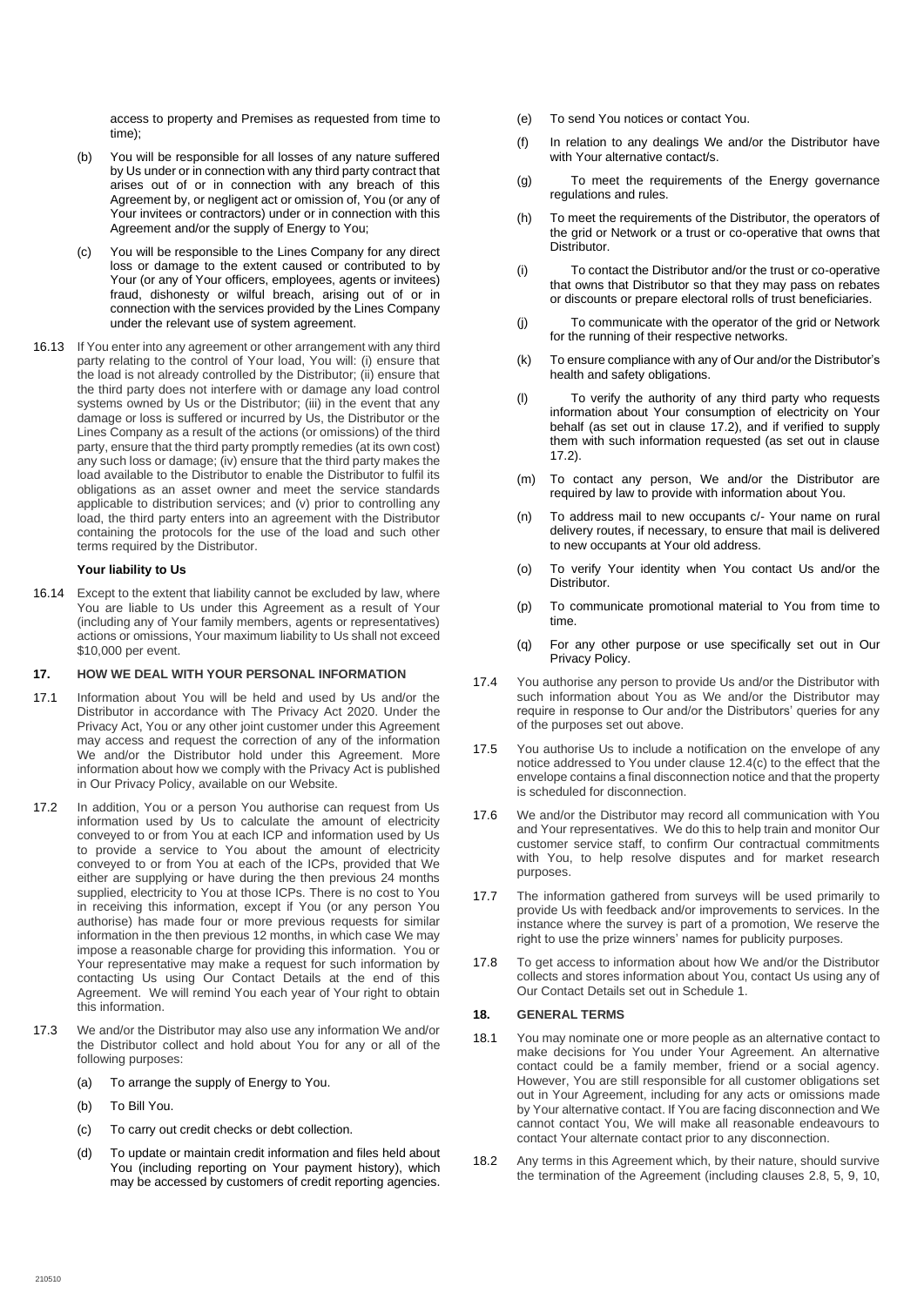access to property and Premises as requested from time to time);

(b) You will be responsible for all losses of any nature suffered by Us under or in connection with any third party contract that arises out of or in connection with any breach of this Agreement by, or negligent act or omission of, You (or any of Your invitees or contractors) under or in connection with this Agreement and/or the supply of Energy to You;

(c) You will be responsible to the Lines Company for any direct loss or damage to the extent caused or contributed to by Your (or any of Your officers, employees, agents or invitees) fraud, dishonesty or wilful breach, arising out of or in connection with the services provided by the Lines Company under the relevant use of system agreement.

16.13 If You enter into any agreement or other arrangement with any third party relating to the control of Your load, You will: (i) ensure that the load is not already controlled by the Distributor; (ii) ensure that the third party does not interfere with or damage any load control systems owned by Us or the Distributor; (iii) in the event that any damage or loss is suffered or incurred by Us, the Distributor or the Lines Company as a result of the actions (or omissions) of the third party, ensure that the third party promptly remedies (at its own cost) any such loss or damage; (iv) ensure that the third party makes the load available to the Distributor to enable the Distributor to fulfil its obligations as an asset owner and meet the service standards applicable to distribution services; and (v) prior to controlling any load, the third party enters into an agreement with the Distributor containing the protocols for the use of the load and such other terms required by the Distributor.

**Your liability to Us**

16.14 Except to the extent that liability cannot be excluded by law, where You are liable to Us under this Agreement as a result of Your (including any of Your family members, agents or representatives) actions or omissions, Your maximum liability to Us shall not exceed $10,000 per event.

## 17. HOW WE DEAL WITH YOUR PERSONAL INFORMATION

17.1 Information about You will be held and used by Us and/or the Distributor in accordance with The Privacy Act 2020. Under the Privacy Act, You or any other joint customer under this Agreement may access and request the correction of any of the information We and/or the Distributor hold under this Agreement. More information about how we comply with the Privacy Act is published in Our Privacy Policy, available on our Website.

17.2 In addition, You or a person You authorise can request from Us information used by Us to calculate the amount of electricity conveyed to or from You at each ICP and information used by Us to provide a service to You about the amount of electricity conveyed to or from You at each of the ICPs, provided that We either are supplying or have during the then previous 24 months supplied, electricity to You at those ICPs. There is no cost to You in receiving this information, except if You (or any person You authorise) has made four or more previous requests for similar information in the then previous 12 months, in which case We may impose a reasonable charge for providing this information. You or Your representative may make a request for such information by contacting Us using Our Contact Details at the end of this Agreement. We will remind You each year of Your right to obtain this information.

17.3 We and/or the Distributor may also use any information We and/or the Distributor collect and hold about You for any or all of the following purposes:

(a) To arrange the supply of Energy to You.

(b) To Bill You.

(c) To carry out credit checks or debt collection.

(d) To update or maintain credit information and files held about You (including reporting on Your payment history), which may be accessed by customers of credit reporting agencies.

(e) To send You notices or contact You.

(f) In relation to any dealings We and/or the Distributor have with Your alternative contact/s.

(g) To meet the requirements of the Energy governance regulations and rules.

(h) To meet the requirements of the Distributor, the operators of the grid or Network or a trust or co-operative that owns that Distributor.

(i) To contact the Distributor and/or the trust or co-operative that owns that Distributor so that they may pass on rebates or discounts or prepare electoral rolls of trust beneficiaries.

(j) To communicate with the operator of the grid or Network for the running of their respective networks.

(k) To ensure compliance with any of Our and/or the Distributor's health and safety obligations.

(l) To verify the authority of any third party who requests information about Your consumption of electricity on Your behalf (as set out in clause 17.2), and if verified to supply them with such information requested (as set out in clause 17.2).

(m) To contact any person, We and/or the Distributor are required by law to provide with information about You.

(n) To address mail to new occupants c/- Your name on rural delivery routes, if necessary, to ensure that mail is delivered to new occupants at Your old address.

(o) To verify Your identity when You contact Us and/or the Distributor.

(p) To communicate promotional material to You from time to time.

(q) For any other purpose or use specifically set out in Our Privacy Policy.

17.4 You authorise any person to provide Us and/or the Distributor with such information about You as We and/or the Distributor may require in response to Our and/or the Distributors' queries for any of the purposes set out above.

17.5 You authorise Us to include a notification on the envelope of any notice addressed to You under clause 12.4(c) to the effect that the envelope contains a final disconnection notice and that the property is scheduled for disconnection.

17.6 We and/or the Distributor may record all communication with You and Your representatives. We do this to help train and monitor Our customer service staff, to confirm Our contractual commitments with You, to help resolve disputes and for market research purposes.

17.7 The information gathered from surveys will be used primarily to provide Us with feedback and/or improvements to services. In the instance where the survey is part of a promotion, We reserve the right to use the prize winners' names for publicity purposes.

17.8 To get access to information about how We and/or the Distributor collects and stores information about You, contact Us using any of Our Contact Details set out in Schedule 1.

## 18. GENERAL TERMS

18.1 You may nominate one or more people as an alternative contact to make decisions for You under Your Agreement. An alternative contact could be a family member, friend or a social agency. However, You are still responsible for all customer obligations set out in Your Agreement, including for any acts or omissions made by Your alternative contact. If You are facing disconnection and We cannot contact You, We will make all reasonable endeavours to contact Your alternate contact prior to any disconnection.

18.2 Any terms in this Agreement which, by their nature, should survive the termination of the Agreement (including clauses 2.8, 5, 9, 10,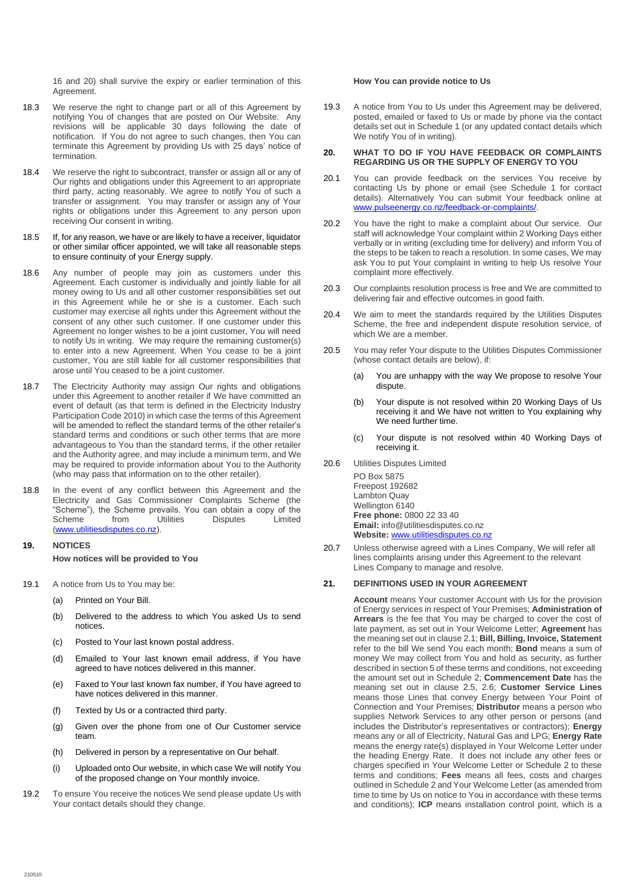16 and 20) shall survive the expiry or earlier termination of this Agreement.

18.3 We reserve the right to change part or all of this Agreement by notifying You of changes that are posted on Our Website. Any revisions will be applicable 30 days following the date of notification. If You do not agree to such changes, then You can terminate this Agreement by providing Us with 25 days' notice of termination.

18.4 We reserve the right to subcontract, transfer or assign all or any of Our rights and obligations under this Agreement to an appropriate third party, acting reasonably. We agree to notify You of such a transfer or assignment. You may transfer or assign any of Your rights or obligations under this Agreement to any person upon receiving Our consent in writing.

18.5 If, for any reason, we have or are likely to have a receiver, liquidator or other similar officer appointed, we will take all reasonable steps to ensure continuity of your Energy supply.

18.6 Any number of people may join as customers under this Agreement. Each customer is individually and jointly liable for all money owing to Us and all other customer responsibilities set out in this Agreement while he or she is a customer. Each such customer may exercise all rights under this Agreement without the consent of any other such customer. If one customer under this Agreement no longer wishes to be a joint customer, You will need to notify Us in writing. We may require the remaining customer(s) to enter into a new Agreement. When You cease to be a joint customer, You are still liable for all customer responsibilities that arose until You ceased to be a joint customer.

18.7 The Electricity Authority may assign Our rights and obligations under this Agreement to another retailer if We have committed an event of default (as that term is defined in the Electricity Industry Participation Code 2010) in which case the terms of this Agreement will be amended to reflect the standard terms of the other retailer's standard terms and conditions or such other terms that are more advantageous to You than the standard terms, if the other retailer and the Authority agree, and may include a minimum term, and We may be required to provide information about You to the Authority (who may pass that information on to the other retailer).

18.8 In the event of any conflict between this Agreement and the Electricity and Gas Commissioner Complaints Scheme (the "Scheme"), the Scheme prevails. You can obtain a copy of the Scheme from Utilities Disputes Limited (www.utilitiesdisputes.co.nz).

## 19. NOTICES

**How notices will be provided to You**

19.1 A notice from Us to You may be:

(a) Printed on Your Bill.

(b) Delivered to the address to which You asked Us to send notices.

(c) Posted to Your last known postal address.

(d) Emailed to Your last known email address, if You have agreed to have notices delivered in this manner.

(e) Faxed to Your last known fax number, if You have agreed to have notices delivered in this manner.

(f) Texted by Us or a contracted third party.

(g) Given over the phone from one of Our Customer service team.

(h) Delivered in person by a representative on Our behalf.

(i) Uploaded onto Our website, in which case We will notify You of the proposed change on Your monthly invoice.

19.2 To ensure You receive the notices We send please update Us with Your contact details should they change.

**How You can provide notice to Us**

19.3 A notice from You to Us under this Agreement may be delivered, posted, emailed or faxed to Us or made by phone via the contact details set out in Schedule 1 (or any updated contact details which We notify You of in writing).

## 20. WHAT TO DO IF YOU HAVE FEEDBACK OR COMPLAINTS REGARDING US OR THE SUPPLY OF ENERGY TO YOU

20.1 You can provide feedback on the services You receive by contacting Us by phone or email (see Schedule 1 for contact details). Alternatively You can submit Your feedback online at www.pulseenergy.co.nz/feedback-or-complaints/.

20.2 You have the right to make a complaint about Our service. Our staff will acknowledge Your complaint within 2 Working Days either verbally or in writing (excluding time for delivery) and inform You of the steps to be taken to reach a resolution. In some cases, We may ask You to put Your complaint in writing to help Us resolve Your complaint more effectively.

20.3 Our complaints resolution process is free and We are committed to delivering fair and effective outcomes in good faith.

20.4 We aim to meet the standards required by the Utilities Disputes Scheme, the free and independent dispute resolution service, of which We are a member.

20.5 You may refer Your dispute to the Utilities Disputes Commissioner (whose contact details are below), if:

(a) You are unhappy with the way We propose to resolve Your dispute.

(b) Your dispute is not resolved within 20 Working Days of Us receiving it and We have not written to You explaining why We need further time.

(c) Your dispute is not resolved within 40 Working Days of receiving it.

20.6 Utilities Disputes Limited

PO Box 5875
Freepost 192682
Lambton Quay
Wellington 6140
**Free phone:** 0800 22 33 40
**Email:** info@utilitiesdisputes.co.nz
**Website:** www.utilitiesdisputes.co.nz

20.7 Unless otherwise agreed with a Lines Company, We will refer all lines complaints arising under this Agreement to the relevant Lines Company to manage and resolve.

## 21. DEFINITIONS USED IN YOUR AGREEMENT

**Account** means Your customer Account with Us for the provision of Energy services in respect of Your Premises; **Administration of Arrears** is the fee that You may be charged to cover the cost of late payment, as set out in Your Welcome Letter; **Agreement** has the meaning set out in clause 2.1; **Bill, Billing, Invoice, Statement** refer to the bill We send You each month; **Bond** means a sum of money We may collect from You and hold as security, as further described in section 5 of these terms and conditions, not exceeding the amount set out in Schedule 2; **Commencement Date** has the meaning set out in clause 2.5, 2.6; **Customer Service Lines** means those Lines that convey Energy between Your Point of Connection and Your Premises; **Distributor** means a person who supplies Network Services to any other person or persons (and includes the Distributor's representatives or contractors); **Energy** means any or all of Electricity, Natural Gas and LPG; **Energy Rate** means the energy rate(s) displayed in Your Welcome Letter under the heading Energy Rate. It does not include any other fees or charges specified in Your Welcome Letter or Schedule 2 to these terms and conditions; **Fees** means all fees, costs and charges outlined in Schedule 2 and Your Welcome Letter (as amended from time to time by Us on notice to You in accordance with these terms and conditions); **ICP** means installation control point, which is a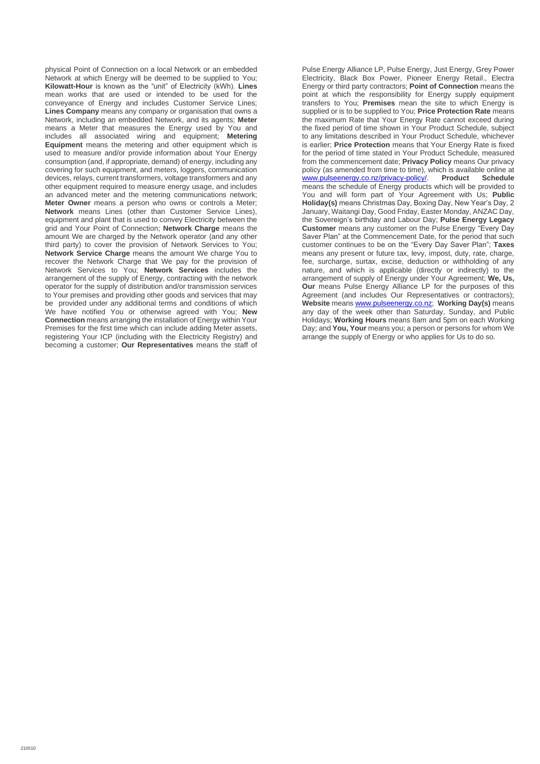physical Point of Connection on a local Network or an embedded Network at which Energy will be deemed to be supplied to You; **Kilowatt-Hour** is known as the "unit" of Electricity (kWh). **Lines** mean works that are used or intended to be used for the conveyance of Energy and includes Customer Service Lines; **Lines Company** means any company or organisation that owns a Network, including an embedded Network, and its agents; **Meter** means a Meter that measures the Energy used by You and includes all associated wiring and equipment; **Metering Equipment** means the metering and other equipment which is used to measure and/or provide information about Your Energy consumption (and, if appropriate, demand) of energy, including any covering for such equipment, and meters, loggers, communication devices, relays, current transformers, voltage transformers and any other equipment required to measure energy usage, and includes an advanced meter and the metering communications network; **Meter Owner** means a person who owns or controls a Meter; **Network** means Lines (other than Customer Service Lines), equipment and plant that is used to convey Electricity between the grid and Your Point of Connection; **Network Charge** means the amount We are charged by the Network operator (and any other third party) to cover the provision of Network Services to You; **Network Service Charge** means the amount We charge You to recover the Network Charge that We pay for the provision of Network Services to You; **Network Services** includes the arrangement of the supply of Energy, contracting with the network operator for the supply of distribution and/or transmission services to Your premises and providing other goods and services that may be provided under any additional terms and conditions of which We have notified You or otherwise agreed with You; **New Connection** means arranging the installation of Energy within Your Premises for the first time which can include adding Meter assets, registering Your ICP (including with the Electricity Registry) and becoming a customer; **Our Representatives** means the staff of Pulse Energy Alliance LP, Pulse Energy, Just Energy, Grey Power Electricity, Black Box Power, Pioneer Energy Retail., Electra Energy or third party contractors; **Point of Connection** means the point at which the responsibility for Energy supply equipment transfers to You; **Premises** mean the site to which Energy is supplied or is to be supplied to You; **Price Protection Rate** means the maximum Rate that Your Energy Rate cannot exceed during the fixed period of time shown in Your Product Schedule, subject to any limitations described in Your Product Schedule, whichever is earlier; **Price Protection** means that Your Energy Rate is fixed for the period of time stated in Your Product Schedule, measured from the commencement date; **Privacy Policy** means Our privacy policy (as amended from time to time), which is available online at www.pulseenergy.co.nz/privacy-policy/. **Product Schedule** means the schedule of Energy products which will be provided to You and will form part of Your Agreement with Us; **Public Holiday(s)** means Christmas Day, Boxing Day, New Year's Day, 2 January, Waitangi Day, Good Friday, Easter Monday, ANZAC Day, the Sovereign's birthday and Labour Day; **Pulse Energy Legacy Customer** means any customer on the Pulse Energy "Every Day Saver Plan" at the Commencement Date, for the period that such customer continues to be on the "Every Day Saver Plan"; **Taxes** means any present or future tax, levy, impost, duty, rate, charge, fee, surcharge, surtax, excise, deduction or withholding of any nature, and which is applicable (directly or indirectly) to the arrangement of supply of Energy under Your Agreement; **We, Us, Our** means Pulse Energy Alliance LP for the purposes of this Agreement (and includes Our Representatives or contractors); **Website** means www.pulseenergy.co.nz; **Working Day(s)** means any day of the week other than Saturday, Sunday, and Public Holidays; **Working Hours** means 8am and 5pm on each Working Day; and **You, Your** means you; a person or persons for whom We arrange the supply of Energy or who applies for Us to do so.

210510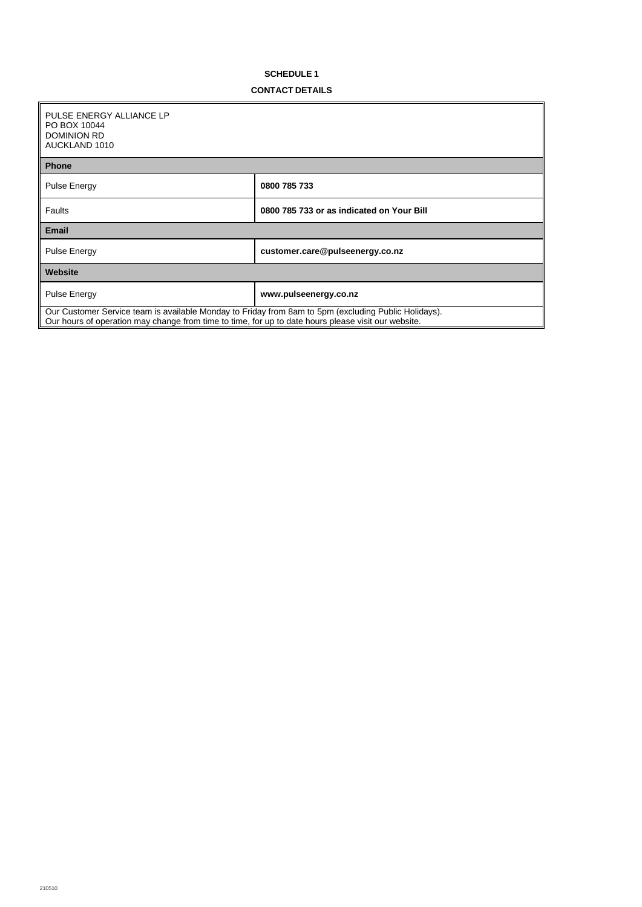**SCHEDULE 1**

**CONTACT DETAILS**

| PULSE ENERGY ALLIANCE LP<br>PO BOX 10044<br>DOMINION RD<br>AUCKLAND 1010 | |
|---|---|
| **Phone** | |
| Pulse Energy | **0800 785 733** |
| Faults | **0800 785 733 or as indicated on Your Bill** |
| **Email** | |
| Pulse Energy | **customer.care@pulseenergy.co.nz** |
| **Website** | |
| Pulse Energy | **www.pulseenergy.co.nz** |
| Our Customer Service team is available Monday to Friday from 8am to 5pm (excluding Public Holidays).<br>Our hours of operation may change from time to time, for up to date hours please visit our website. | |

210510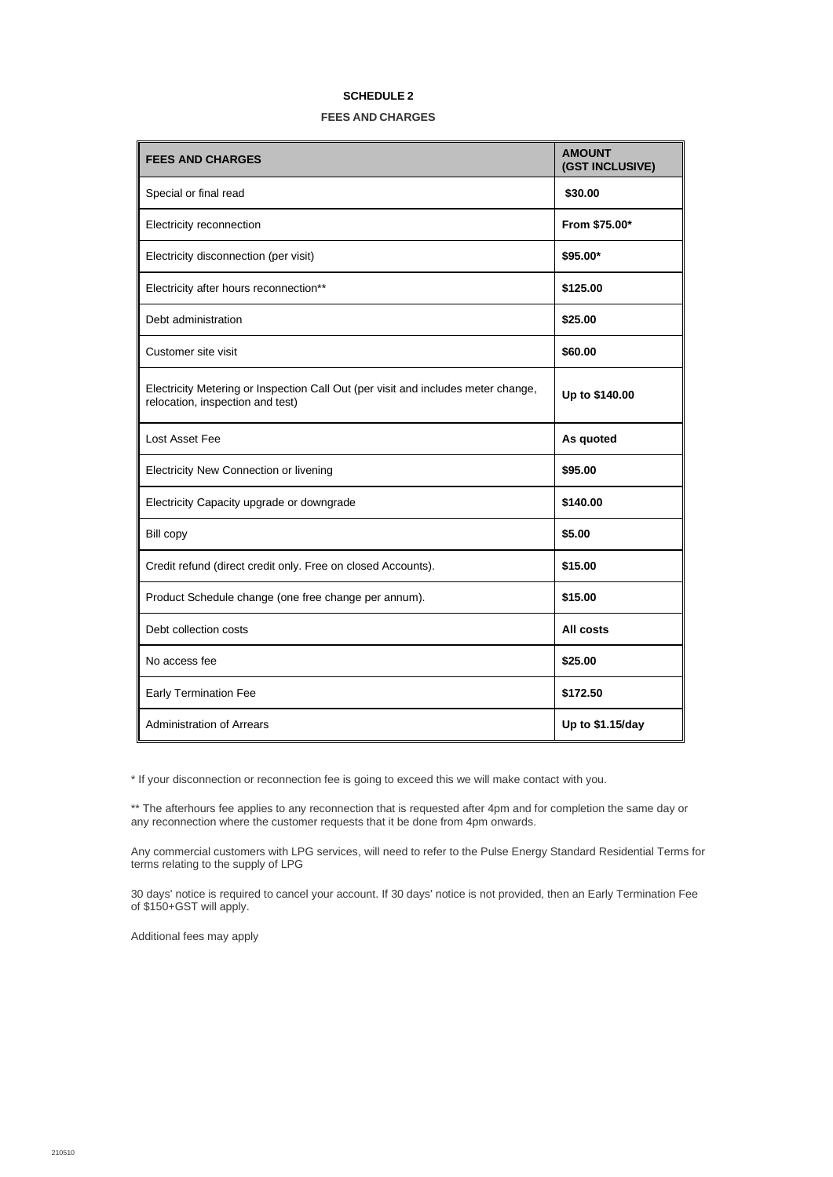**SCHEDULE 2**

**FEES AND CHARGES**

| FEES AND CHARGES | AMOUNT (GST INCLUSIVE) |
| --- | --- |
| Special or final read | **$30.00** |
| Electricity reconnection | **From $75.00*** |
| Electricity disconnection (per visit) | **$95.00*** |
| Electricity after hours reconnection** | **$125.00** |
| Debt administration | **$25.00** |
| Customer site visit | **$60.00** |
| Electricity Metering or Inspection Call Out (per visit and includes meter change, relocation, inspection and test) | **Up to $140.00** |
| Lost Asset Fee | **As quoted** |
| Electricity New Connection or livening | **$95.00** |
| Electricity Capacity upgrade or downgrade | **$140.00** |
| Bill copy | **$5.00** |
| Credit refund (direct credit only. Free on closed Accounts). | **$15.00** |
| Product Schedule change (one free change per annum). | **$15.00** |
| Debt collection costs | **All costs** |
| No access fee | **$25.00** |
| Early Termination Fee | **$172.50** |
| Administration of Arrears | **Up to $1.15/day** |

* If your disconnection or reconnection fee is going to exceed this we will make contact with you.

** The afterhours fee applies to any reconnection that is requested after 4pm and for completion the same day or any reconnection where the customer requests that it be done from 4pm onwards.

Any commercial customers with LPG services, will need to refer to the Pulse Energy Standard Residential Terms for terms relating to the supply of LPG

30 days' notice is required to cancel your account. If 30 days' notice is not provided, then an Early Termination Fee of $150+GST will apply.

Additional fees may apply